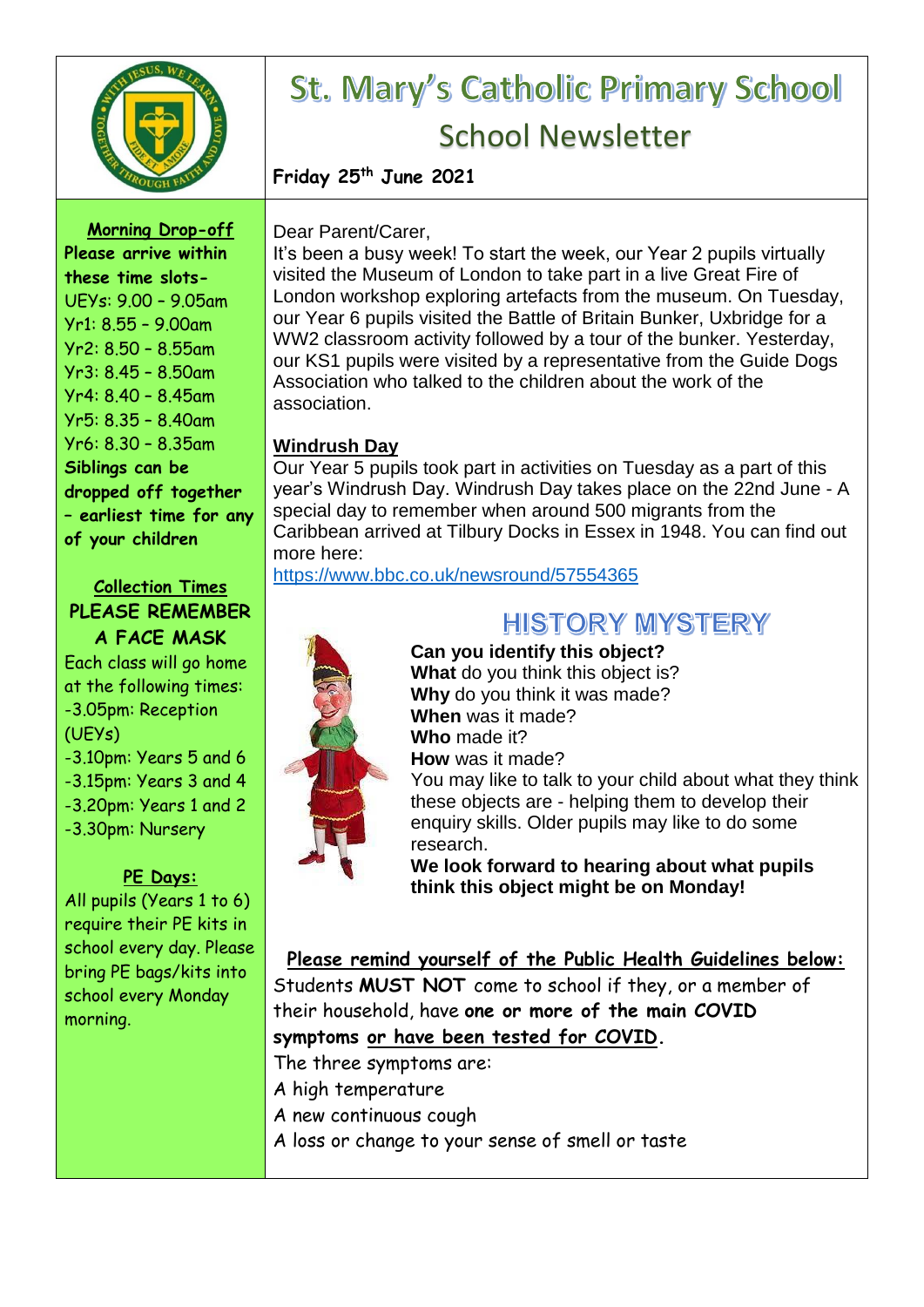# St. Mary's Catholic Primary School

## School Newsletter

**Friday 25th June 2021**

**Morning Drop-off**

**Please arrive within these time slots-**

UEYs: 9.00 - 9.05am
Yr1: 8.55 - 9.00am
Yr2: 8.50 - 8.55am
Yr3: 8.45 - 8.50am
Yr4: 8.40 - 8.45am
Yr5: 8.35 - 8.40am
Yr6: 8.30 - 8.35am

**Siblings can be dropped off together - earliest time for any of your children**

**Collection Times**

**PLEASE REMEMBER A FACE MASK**

Each class will go home at the following times:

- 3.05pm: Reception (UEYs)
- 3.10pm: Years 5 and 6
- 3.15pm: Years 3 and 4
- 3.20pm: Years 1 and 2
- 3.30pm: Nursery

**PE Days:**

All pupils (Years 1 to 6) require their PE kits in school every day. Please bring PE bags/kits into school every Monday morning.

Dear Parent/Carer,

It's been a busy week! To start the week, our Year 2 pupils virtually visited the Museum of London to take part in a live Great Fire of London workshop exploring artefacts from the museum. On Tuesday, our Year 6 pupils visited the Battle of Britain Bunker, Uxbridge for a WW2 classroom activity followed by a tour of the bunker. Yesterday, our KS1 pupils were visited by a representative from the Guide Dogs Association who talked to the children about the work of the association.

**Windrush Day**

Our Year 5 pupils took part in activities on Tuesday as a part of this year's Windrush Day. Windrush Day takes place on the 22nd June - A special day to remember when around 500 migrants from the Caribbean arrived at Tilbury Docks in Essex in 1948. You can find out more here: https://www.bbc.co.uk/newsround/57554365

## HISTORY MYSTERY

**Can you identify this object?**
**What** do you think this object is?
**Why** do you think it was made?
**When** was it made?
**Who** made it?
**How** was it made?

You may like to talk to your child about what they think these objects are - helping them to develop their enquiry skills. Older pupils may like to do some research.

**We look forward to hearing about what pupils think this object might be on Monday!**

**Please remind yourself of the Public Health Guidelines below:**

Students **MUST NOT** come to school if they, or a member of their household, have **one or more of the main COVID symptoms or have been tested for COVID.**

The three symptoms are:

A high temperature
A new continuous cough
A loss or change to your sense of smell or taste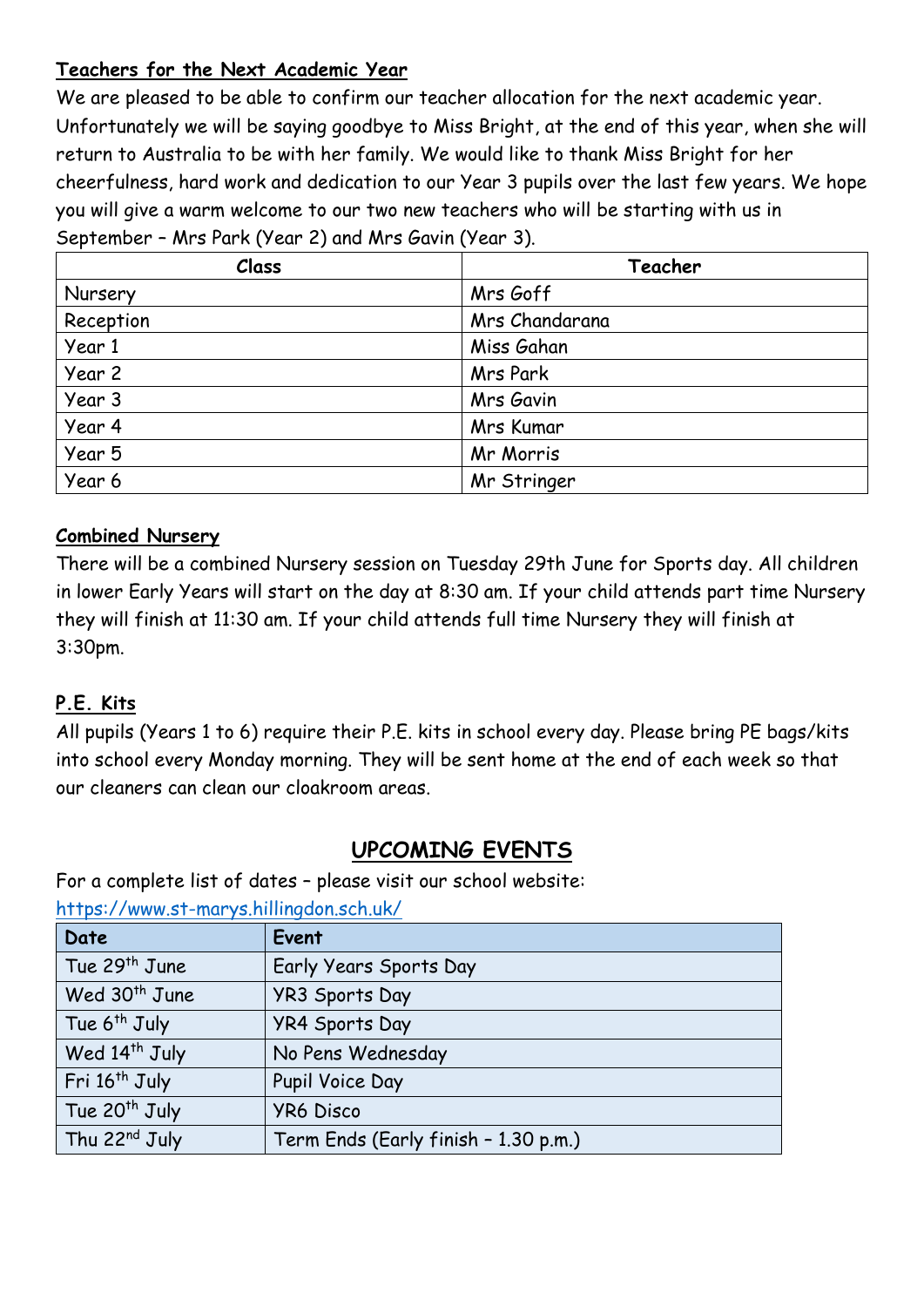**Teachers for the Next Academic Year**

We are pleased to be able to confirm our teacher allocation for the next academic year. Unfortunately we will be saying goodbye to Miss Bright, at the end of this year, when she will return to Australia to be with her family. We would like to thank Miss Bright for her cheerfulness, hard work and dedication to our Year 3 pupils over the last few years. We hope you will give a warm welcome to our two new teachers who will be starting with us in September – Mrs Park (Year 2) and Mrs Gavin (Year 3).

| Class | Teacher |
|---|---|
| Nursery | Mrs Goff |
| Reception | Mrs Chandarana |
| Year 1 | Miss Gahan |
| Year 2 | Mrs Park |
| Year 3 | Mrs Gavin |
| Year 4 | Mrs Kumar |
| Year 5 | Mr Morris |
| Year 6 | Mr Stringer |

**Combined Nursery**

There will be a combined Nursery session on Tuesday 29th June for Sports day. All children in lower Early Years will start on the day at 8:30 am. If your child attends part time Nursery they will finish at 11:30 am. If your child attends full time Nursery they will finish at 3:30pm.

**P.E. Kits**

All pupils (Years 1 to 6) require their P.E. kits in school every day. Please bring PE bags/kits into school every Monday morning. They will be sent home at the end of each week so that our cleaners can clean our cloakroom areas.

## UPCOMING EVENTS

For a complete list of dates – please visit our school website: https://www.st-marys.hillingdon.sch.uk/

| Date | Event |
|---|---|
| Tue 29th June | Early Years Sports Day |
| Wed 30th June | YR3 Sports Day |
| Tue 6th July | YR4 Sports Day |
| Wed 14th July | No Pens Wednesday |
| Fri 16th July | Pupil Voice Day |
| Tue 20th July | YR6 Disco |
| Thu 22nd July | Term Ends (Early finish – 1.30 p.m.) |